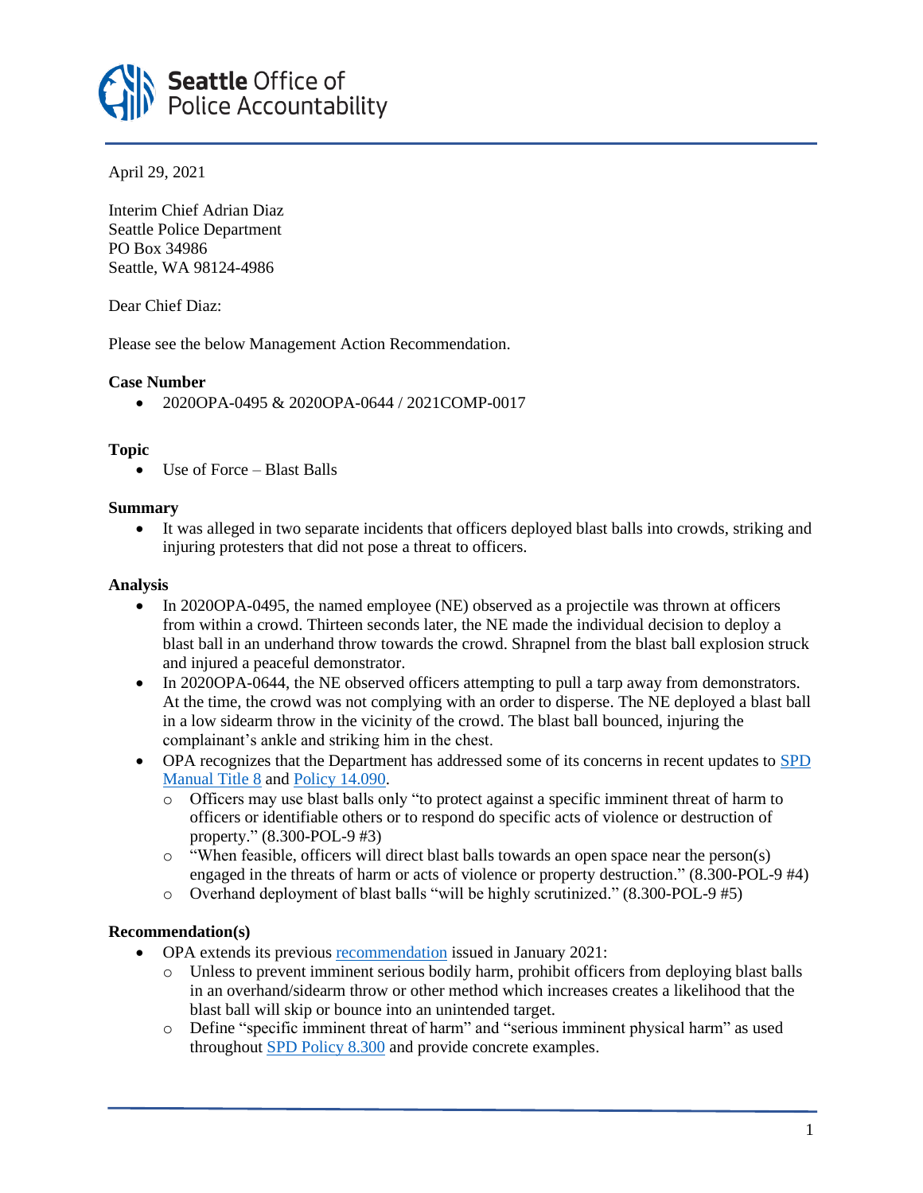**Seattle** Office of Police Accountability

April 29, 2021

Interim Chief Adrian Diaz
Seattle Police Department
PO Box 34986
Seattle, WA 98124-4986

Dear Chief Diaz:

Please see the below Management Action Recommendation.

**Case Number**

- 2020OPA-0495 & 2020OPA-0644 / 2021COMP-0017

**Topic**

- Use of Force – Blast Balls

**Summary**

- It was alleged in two separate incidents that officers deployed blast balls into crowds, striking and injuring protesters that did not pose a threat to officers.

**Analysis**

- In 2020OPA-0495, the named employee (NE) observed as a projectile was thrown at officers from within a crowd. Thirteen seconds later, the NE made the individual decision to deploy a blast ball in an underhand throw towards the crowd. Shrapnel from the blast ball explosion struck and injured a peaceful demonstrator.
- In 2020OPA-0644, the NE observed officers attempting to pull a tarp away from demonstrators. At the time, the crowd was not complying with an order to disperse. The NE deployed a blast ball in a low sidearm throw in the vicinity of the crowd. The blast ball bounced, injuring the complainant's ankle and striking him in the chest.
- OPA recognizes that the Department has addressed some of its concerns in recent updates to SPD Manual Title 8 and Policy 14.090.
  - Officers may use blast balls only "to protect against a specific imminent threat of harm to officers or identifiable others or to respond do specific acts of violence or destruction of property." (8.300-POL-9 #3)
  - "When feasible, officers will direct blast balls towards an open space near the person(s) engaged in the threats of harm or acts of violence or property destruction." (8.300-POL-9 #4)
  - Overhand deployment of blast balls "will be highly scrutinized." (8.300-POL-9 #5)

**Recommendation(s)**

- OPA extends its previous recommendation issued in January 2021:
  - Unless to prevent imminent serious bodily harm, prohibit officers from deploying blast balls in an overhand/sidearm throw or other method which increases creates a likelihood that the blast ball will skip or bounce into an unintended target.
  - Define "specific imminent threat of harm" and "serious imminent physical harm" as used throughout SPD Policy 8.300 and provide concrete examples.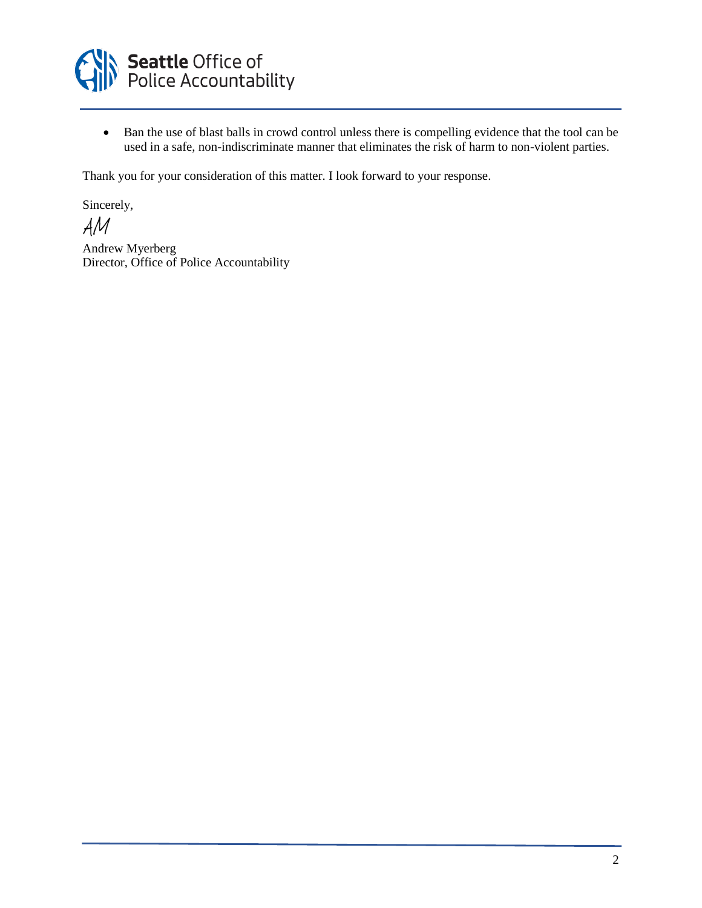- Ban the use of blast balls in crowd control unless there is compelling evidence that the tool can be used in a safe, non-indiscriminate manner that eliminates the risk of harm to non-violent parties.

Thank you for your consideration of this matter. I look forward to your response.

Sincerely,

AM

Andrew Myerberg
Director, Office of Police Accountability